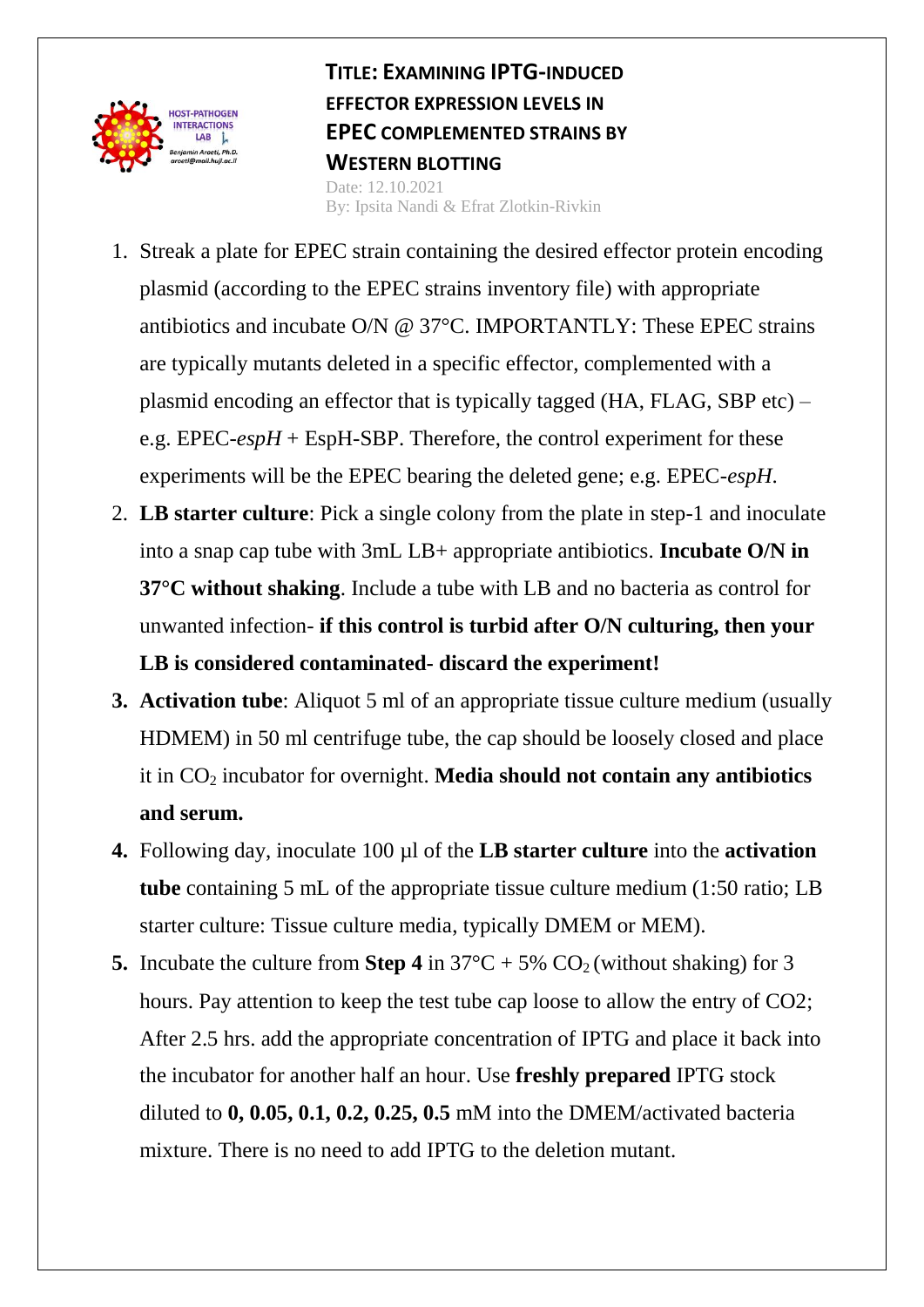# TITLE: EXAMINING IPTG-INDUCED EFFECTOR EXPRESSION LEVELS IN EPEC COMPLEMENTED STRAINS BY WESTERN BLOTTING

Date: 12.10.2021
By: Ipsita Nandi & Efrat Zlotkin-Rivkin

1. Streak a plate for EPEC strain containing the desired effector protein encoding plasmid (according to the EPEC strains inventory file) with appropriate antibiotics and incubate O/N @ 37°C. IMPORTANTLY: These EPEC strains are typically mutants deleted in a specific effector, complemented with a plasmid encoding an effector that is typically tagged (HA, FLAG, SBP etc) – e.g. EPEC-*espH* + EspH-SBP. Therefore, the control experiment for these experiments will be the EPEC bearing the deleted gene; e.g. EPEC-*espH*.
2. **LB starter culture**: Pick a single colony from the plate in step-1 and inoculate into a snap cap tube with 3mL LB+ appropriate antibiotics. **Incubate O/N in 37°C without shaking**. Include a tube with LB and no bacteria as control for unwanted infection- **if this control is turbid after O/N culturing, then your LB is considered contaminated- discard the experiment!**
3. **Activation tube**: Aliquot 5 ml of an appropriate tissue culture medium (usually HDMEM) in 50 ml centrifuge tube, the cap should be loosely closed and place it in $CO_2$ incubator for overnight. **Media should not contain any antibiotics and serum.**
4. Following day, inoculate 100 µl of the **LB starter culture** into the **activation tube** containing 5 mL of the appropriate tissue culture medium (1:50 ratio; LB starter culture: Tissue culture media, typically DMEM or MEM).
5. Incubate the culture from **Step 4** in 37°C + 5% $CO_2$ (without shaking) for 3 hours. Pay attention to keep the test tube cap loose to allow the entry of CO2; After 2.5 hrs. add the appropriate concentration of IPTG and place it back into the incubator for another half an hour. Use **freshly prepared** IPTG stock diluted to **0, 0.05, 0.1, 0.2, 0.25, 0.5** mM into the DMEM/activated bacteria mixture. There is no need to add IPTG to the deletion mutant.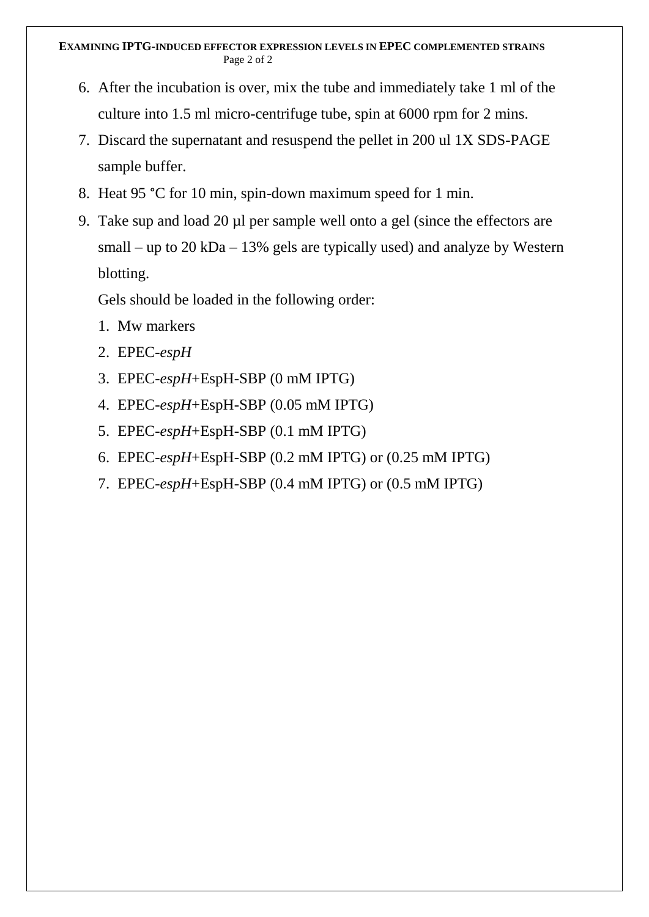6. After the incubation is over, mix the tube and immediately take 1 ml of the culture into 1.5 ml micro-centrifuge tube, spin at 6000 rpm for 2 mins.
7. Discard the supernatant and resuspend the pellet in 200 ul 1X SDS-PAGE sample buffer.
8. Heat 95 °C for 10 min, spin-down maximum speed for 1 min.
9. Take sup and load 20 µl per sample well onto a gel (since the effectors are small – up to 20 kDa – 13% gels are typically used) and analyze by Western blotting.

   Gels should be loaded in the following order:

   1. Mw markers
   2. EPEC-*espH*
   3. EPEC-*espH*+EspH-SBP (0 mM IPTG)
   4. EPEC-*espH*+EspH-SBP (0.05 mM IPTG)
   5. EPEC-*espH*+EspH-SBP (0.1 mM IPTG)
   6. EPEC-*espH*+EspH-SBP (0.2 mM IPTG) or (0.25 mM IPTG)
   7. EPEC-*espH*+EspH-SBP (0.4 mM IPTG) or (0.5 mM IPTG)